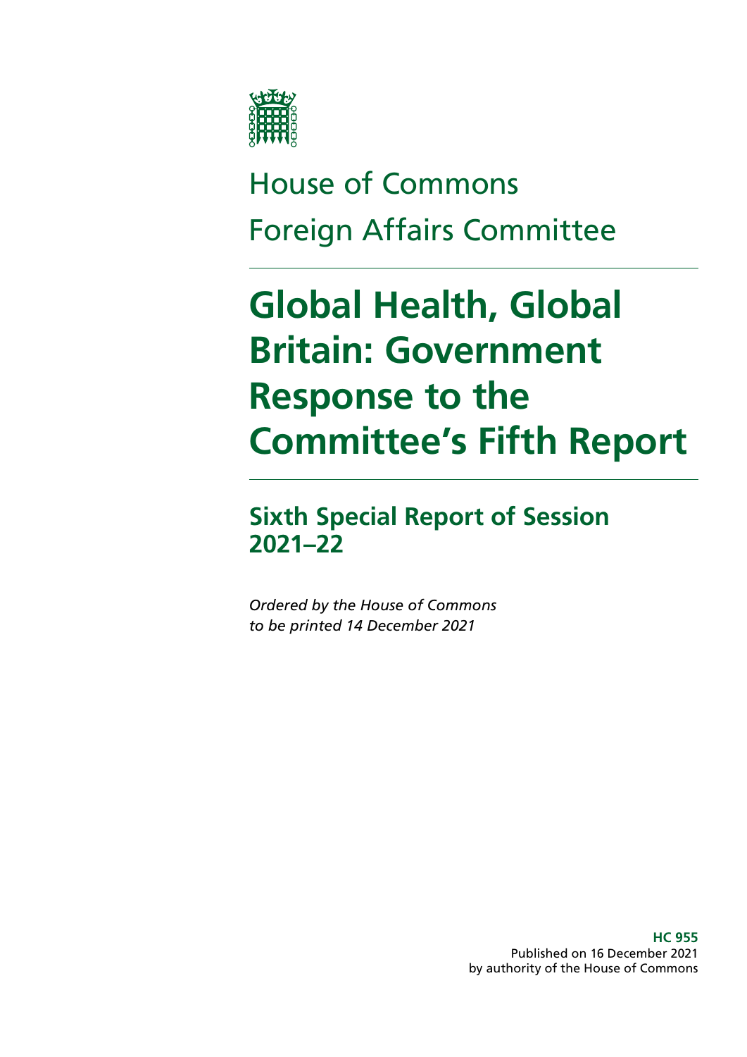House of Commons

Foreign Affairs Committee

# Global Health, Global Britain: Government Response to the Committee's Fifth Report

## Sixth Special Report of Session 2021–22

*Ordered by the House of Commons to be printed 14 December 2021*

**HC 955**
Published on 16 December 2021
by authority of the House of Commons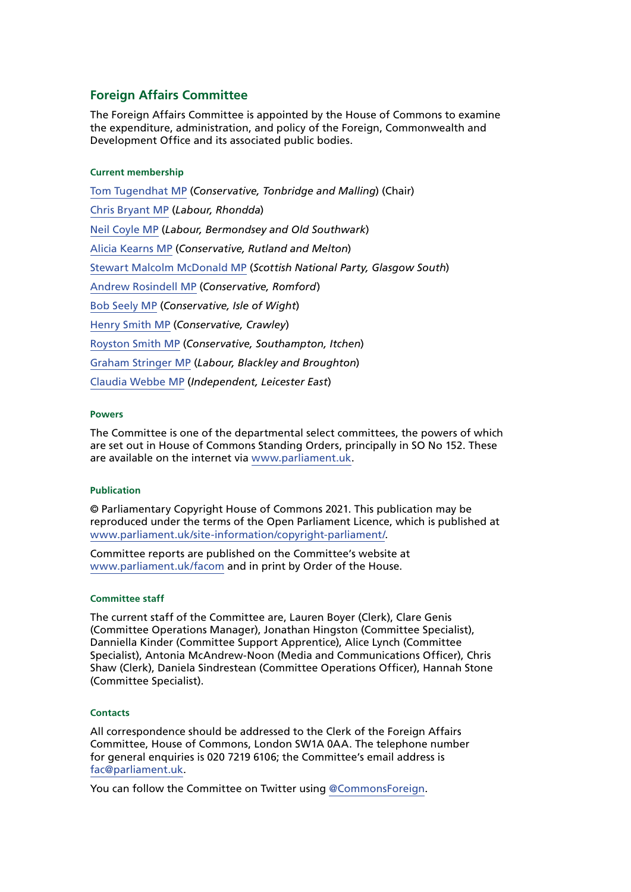## Foreign Affairs Committee

The Foreign Affairs Committee is appointed by the House of Commons to examine the expenditure, administration, and policy of the Foreign, Commonwealth and Development Office and its associated public bodies.

#### Current membership

Tom Tugendhat MP (*Conservative, Tonbridge and Malling*) (Chair)

Chris Bryant MP (*Labour, Rhondda*)

Neil Coyle MP (*Labour, Bermondsey and Old Southwark*)

Alicia Kearns MP (*Conservative, Rutland and Melton*)

Stewart Malcolm McDonald MP (*Scottish National Party, Glasgow South*)

Andrew Rosindell MP (*Conservative, Romford*)

Bob Seely MP (*Conservative, Isle of Wight*)

Henry Smith MP (*Conservative, Crawley*)

Royston Smith MP (*Conservative, Southampton, Itchen*)

Graham Stringer MP (*Labour, Blackley and Broughton*)

Claudia Webbe MP (*Independent, Leicester East*)

#### Powers

The Committee is one of the departmental select committees, the powers of which are set out in House of Commons Standing Orders, principally in SO No 152. These are available on the internet via www.parliament.uk.

#### Publication

© Parliamentary Copyright House of Commons 2021. This publication may be reproduced under the terms of the Open Parliament Licence, which is published at www.parliament.uk/site-information/copyright-parliament/.

Committee reports are published on the Committee's website at www.parliament.uk/facom and in print by Order of the House.

#### Committee staff

The current staff of the Committee are, Lauren Boyer (Clerk), Clare Genis (Committee Operations Manager), Jonathan Hingston (Committee Specialist), Danniella Kinder (Committee Support Apprentice), Alice Lynch (Committee Specialist), Antonia McAndrew-Noon (Media and Communications Officer), Chris Shaw (Clerk), Daniela Sindrestean (Committee Operations Officer), Hannah Stone (Committee Specialist).

#### Contacts

All correspondence should be addressed to the Clerk of the Foreign Affairs Committee, House of Commons, London SW1A 0AA. The telephone number for general enquiries is 020 7219 6106; the Committee's email address is fac@parliament.uk.

You can follow the Committee on Twitter using @CommonsForeign.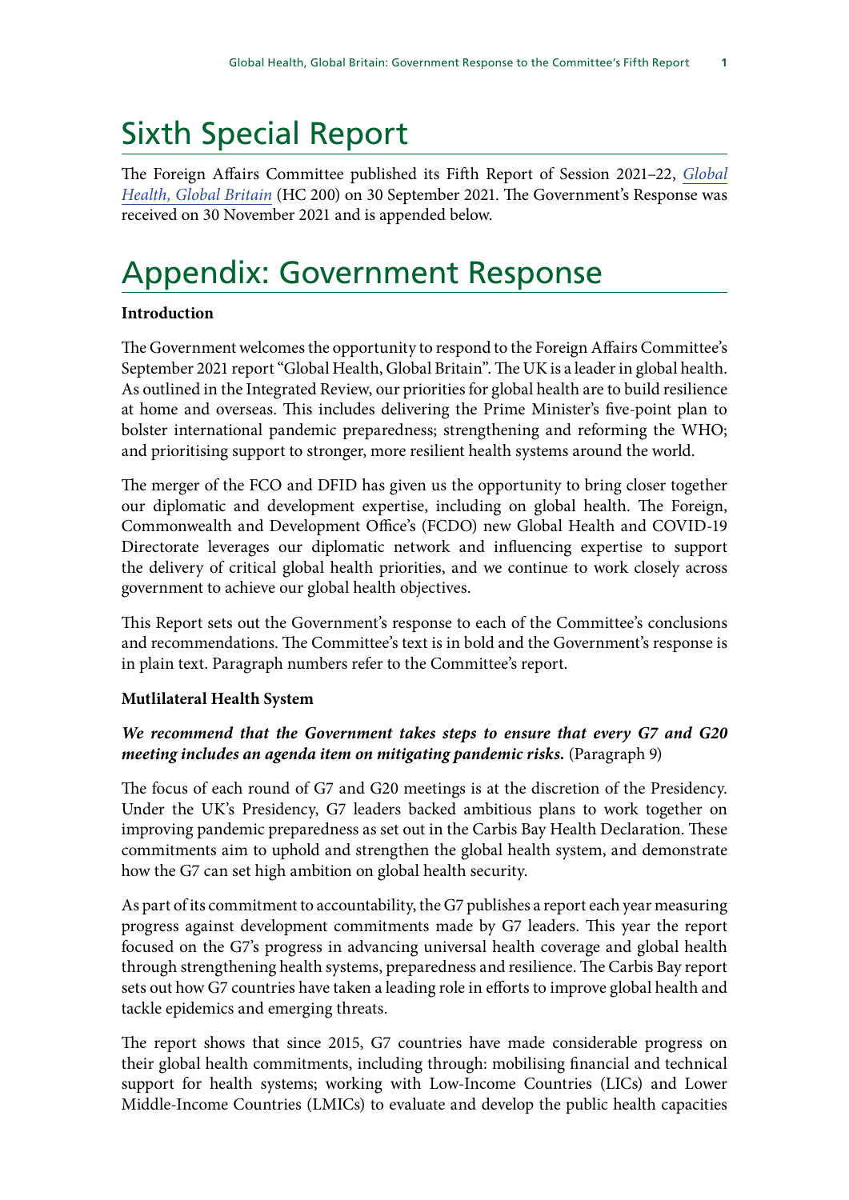# Sixth Special Report

The Foreign Affairs Committee published its Fifth Report of Session 2021–22, *Global Health, Global Britain* (HC 200) on 30 September 2021. The Government's Response was received on 30 November 2021 and is appended below.

# Appendix: Government Response

**Introduction**

The Government welcomes the opportunity to respond to the Foreign Affairs Committee's September 2021 report "Global Health, Global Britain". The UK is a leader in global health. As outlined in the Integrated Review, our priorities for global health are to build resilience at home and overseas. This includes delivering the Prime Minister's five-point plan to bolster international pandemic preparedness; strengthening and reforming the WHO; and prioritising support to stronger, more resilient health systems around the world.

The merger of the FCO and DFID has given us the opportunity to bring closer together our diplomatic and development expertise, including on global health. The Foreign, Commonwealth and Development Office's (FCDO) new Global Health and COVID-19 Directorate leverages our diplomatic network and influencing expertise to support the delivery of critical global health priorities, and we continue to work closely across government to achieve our global health objectives.

This Report sets out the Government's response to each of the Committee's conclusions and recommendations. The Committee's text is in bold and the Government's response is in plain text. Paragraph numbers refer to the Committee's report.

**Mutlilateral Health System**

***We recommend that the Government takes steps to ensure that every G7 and G20 meeting includes an agenda item on mitigating pandemic risks.*** (Paragraph 9)

The focus of each round of G7 and G20 meetings is at the discretion of the Presidency. Under the UK's Presidency, G7 leaders backed ambitious plans to work together on improving pandemic preparedness as set out in the Carbis Bay Health Declaration. These commitments aim to uphold and strengthen the global health system, and demonstrate how the G7 can set high ambition on global health security.

As part of its commitment to accountability, the G7 publishes a report each year measuring progress against development commitments made by G7 leaders. This year the report focused on the G7's progress in advancing universal health coverage and global health through strengthening health systems, preparedness and resilience. The Carbis Bay report sets out how G7 countries have taken a leading role in efforts to improve global health and tackle epidemics and emerging threats.

The report shows that since 2015, G7 countries have made considerable progress on their global health commitments, including through: mobilising financial and technical support for health systems; working with Low-Income Countries (LICs) and Lower Middle-Income Countries (LMICs) to evaluate and develop the public health capacities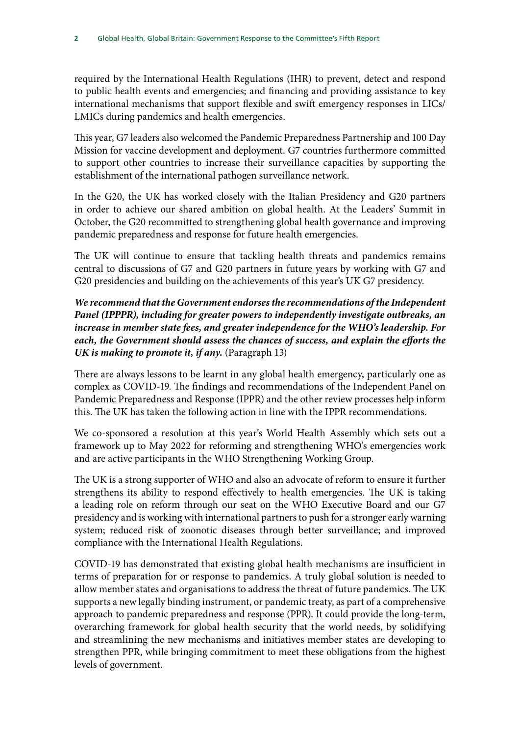required by the International Health Regulations (IHR) to prevent, detect and respond to public health events and emergencies; and financing and providing assistance to key international mechanisms that support flexible and swift emergency responses in LICs/LMICs during pandemics and health emergencies.

This year, G7 leaders also welcomed the Pandemic Preparedness Partnership and 100 Day Mission for vaccine development and deployment. G7 countries furthermore committed to support other countries to increase their surveillance capacities by supporting the establishment of the international pathogen surveillance network.

In the G20, the UK has worked closely with the Italian Presidency and G20 partners in order to achieve our shared ambition on global health. At the Leaders' Summit in October, the G20 recommitted to strengthening global health governance and improving pandemic preparedness and response for future health emergencies.

The UK will continue to ensure that tackling health threats and pandemics remains central to discussions of G7 and G20 partners in future years by working with G7 and G20 presidencies and building on the achievements of this year's UK G7 presidency.

***We recommend that the Government endorses the recommendations of the Independent Panel (IPPPR), including for greater powers to independently investigate outbreaks, an increase in member state fees, and greater independence for the WHO's leadership. For each, the Government should assess the chances of success, and explain the efforts the UK is making to promote it, if any.*** (Paragraph 13)

There are always lessons to be learnt in any global health emergency, particularly one as complex as COVID-19. The findings and recommendations of the Independent Panel on Pandemic Preparedness and Response (IPPR) and the other review processes help inform this. The UK has taken the following action in line with the IPPR recommendations.

We co-sponsored a resolution at this year's World Health Assembly which sets out a framework up to May 2022 for reforming and strengthening WHO's emergencies work and are active participants in the WHO Strengthening Working Group.

The UK is a strong supporter of WHO and also an advocate of reform to ensure it further strengthens its ability to respond effectively to health emergencies. The UK is taking a leading role on reform through our seat on the WHO Executive Board and our G7 presidency and is working with international partners to push for a stronger early warning system; reduced risk of zoonotic diseases through better surveillance; and improved compliance with the International Health Regulations.

COVID-19 has demonstrated that existing global health mechanisms are insufficient in terms of preparation for or response to pandemics. A truly global solution is needed to allow member states and organisations to address the threat of future pandemics. The UK supports a new legally binding instrument, or pandemic treaty, as part of a comprehensive approach to pandemic preparedness and response (PPR). It could provide the long-term, overarching framework for global health security that the world needs, by solidifying and streamlining the new mechanisms and initiatives member states are developing to strengthen PPR, while bringing commitment to meet these obligations from the highest levels of government.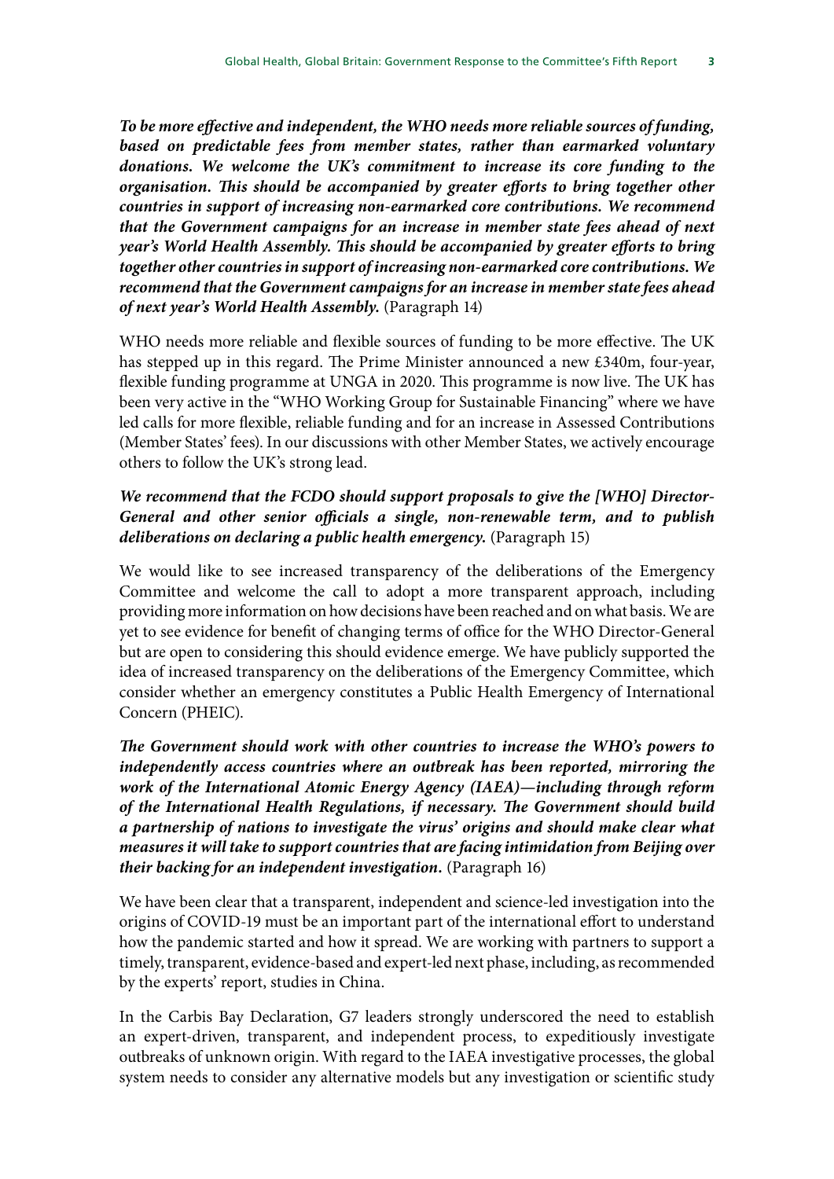***To be more effective and independent, the WHO needs more reliable sources of funding, based on predictable fees from member states, rather than earmarked voluntary donations. We welcome the UK's commitment to increase its core funding to the organisation. This should be accompanied by greater efforts to bring together other countries in support of increasing non-earmarked core contributions. We recommend that the Government campaigns for an increase in member state fees ahead of next year's World Health Assembly. This should be accompanied by greater efforts to bring together other countries in support of increasing non-earmarked core contributions. We recommend that the Government campaigns for an increase in member state fees ahead of next year's World Health Assembly.*** (Paragraph 14)

WHO needs more reliable and flexible sources of funding to be more effective. The UK has stepped up in this regard. The Prime Minister announced a new £340m, four-year, flexible funding programme at UNGA in 2020. This programme is now live. The UK has been very active in the "WHO Working Group for Sustainable Financing" where we have led calls for more flexible, reliable funding and for an increase in Assessed Contributions (Member States' fees). In our discussions with other Member States, we actively encourage others to follow the UK's strong lead.

***We recommend that the FCDO should support proposals to give the [WHO] Director-General and other senior officials a single, non-renewable term, and to publish deliberations on declaring a public health emergency.*** (Paragraph 15)

We would like to see increased transparency of the deliberations of the Emergency Committee and welcome the call to adopt a more transparent approach, including providing more information on how decisions have been reached and on what basis. We are yet to see evidence for benefit of changing terms of office for the WHO Director-General but are open to considering this should evidence emerge. We have publicly supported the idea of increased transparency on the deliberations of the Emergency Committee, which consider whether an emergency constitutes a Public Health Emergency of International Concern (PHEIC).

***The Government should work with other countries to increase the WHO's powers to independently access countries where an outbreak has been reported, mirroring the work of the International Atomic Energy Agency (IAEA)—including through reform of the International Health Regulations, if necessary. The Government should build a partnership of nations to investigate the virus' origins and should make clear what measures it will take to support countries that are facing intimidation from Beijing over their backing for an independent investigation.*** (Paragraph 16)

We have been clear that a transparent, independent and science-led investigation into the origins of COVID-19 must be an important part of the international effort to understand how the pandemic started and how it spread. We are working with partners to support a timely, transparent, evidence-based and expert-led next phase, including, as recommended by the experts' report, studies in China.

In the Carbis Bay Declaration, G7 leaders strongly underscored the need to establish an expert-driven, transparent, and independent process, to expeditiously investigate outbreaks of unknown origin. With regard to the IAEA investigative processes, the global system needs to consider any alternative models but any investigation or scientific study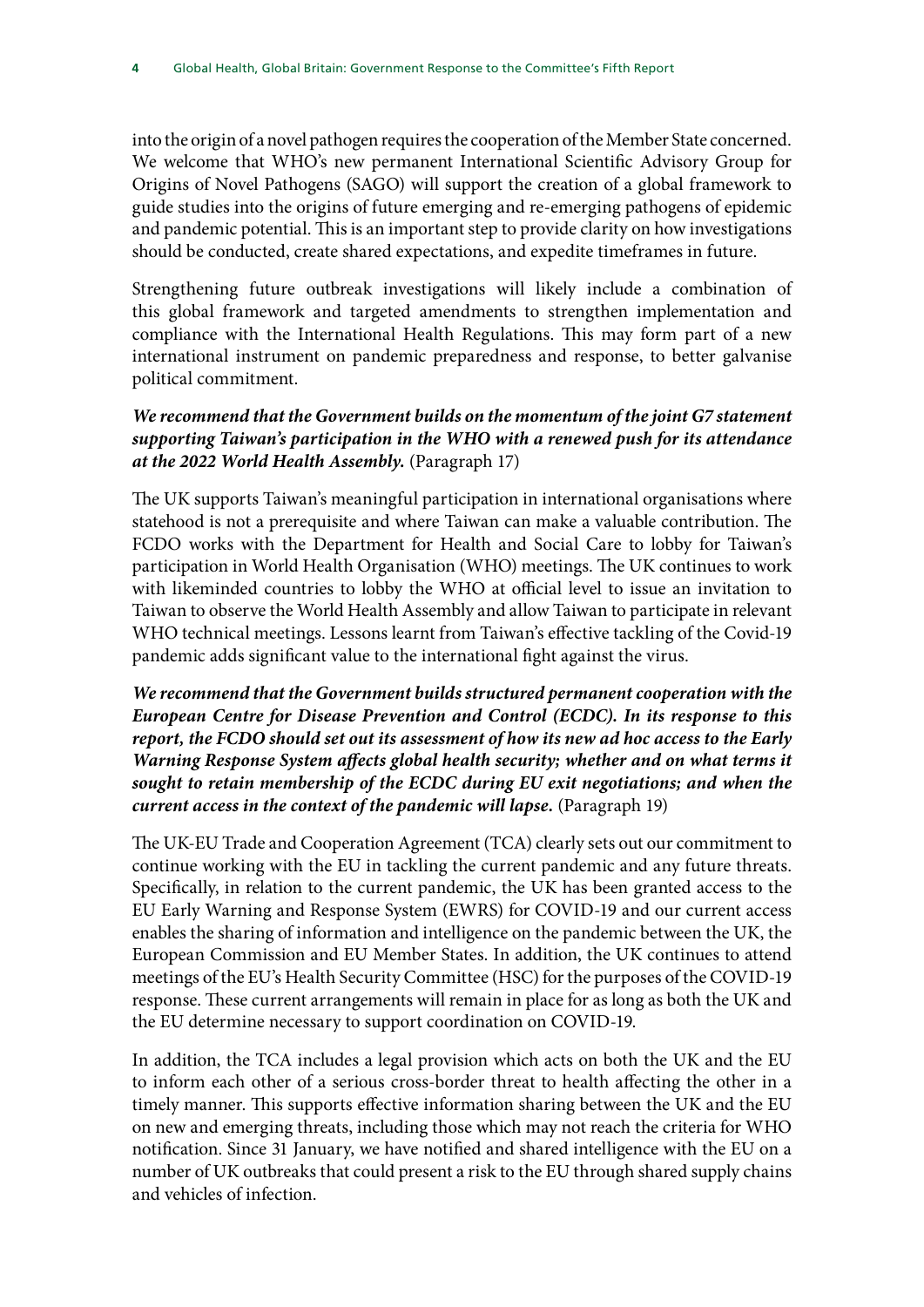into the origin of a novel pathogen requires the cooperation of the Member State concerned. We welcome that WHO's new permanent International Scientific Advisory Group for Origins of Novel Pathogens (SAGO) will support the creation of a global framework to guide studies into the origins of future emerging and re-emerging pathogens of epidemic and pandemic potential. This is an important step to provide clarity on how investigations should be conducted, create shared expectations, and expedite timeframes in future.

Strengthening future outbreak investigations will likely include a combination of this global framework and targeted amendments to strengthen implementation and compliance with the International Health Regulations. This may form part of a new international instrument on pandemic preparedness and response, to better galvanise political commitment.

***We recommend that the Government builds on the momentum of the joint G7 statement supporting Taiwan's participation in the WHO with a renewed push for its attendance at the 2022 World Health Assembly.*** (Paragraph 17)

The UK supports Taiwan's meaningful participation in international organisations where statehood is not a prerequisite and where Taiwan can make a valuable contribution. The FCDO works with the Department for Health and Social Care to lobby for Taiwan's participation in World Health Organisation (WHO) meetings. The UK continues to work with likeminded countries to lobby the WHO at official level to issue an invitation to Taiwan to observe the World Health Assembly and allow Taiwan to participate in relevant WHO technical meetings. Lessons learnt from Taiwan's effective tackling of the Covid-19 pandemic adds significant value to the international fight against the virus.

***We recommend that the Government builds structured permanent cooperation with the European Centre for Disease Prevention and Control (ECDC). In its response to this report, the FCDO should set out its assessment of how its new ad hoc access to the Early Warning Response System affects global health security; whether and on what terms it sought to retain membership of the ECDC during EU exit negotiations; and when the current access in the context of the pandemic will lapse.*** (Paragraph 19)

The UK-EU Trade and Cooperation Agreement (TCA) clearly sets out our commitment to continue working with the EU in tackling the current pandemic and any future threats. Specifically, in relation to the current pandemic, the UK has been granted access to the EU Early Warning and Response System (EWRS) for COVID-19 and our current access enables the sharing of information and intelligence on the pandemic between the UK, the European Commission and EU Member States. In addition, the UK continues to attend meetings of the EU's Health Security Committee (HSC) for the purposes of the COVID-19 response. These current arrangements will remain in place for as long as both the UK and the EU determine necessary to support coordination on COVID-19.

In addition, the TCA includes a legal provision which acts on both the UK and the EU to inform each other of a serious cross-border threat to health affecting the other in a timely manner. This supports effective information sharing between the UK and the EU on new and emerging threats, including those which may not reach the criteria for WHO notification. Since 31 January, we have notified and shared intelligence with the EU on a number of UK outbreaks that could present a risk to the EU through shared supply chains and vehicles of infection.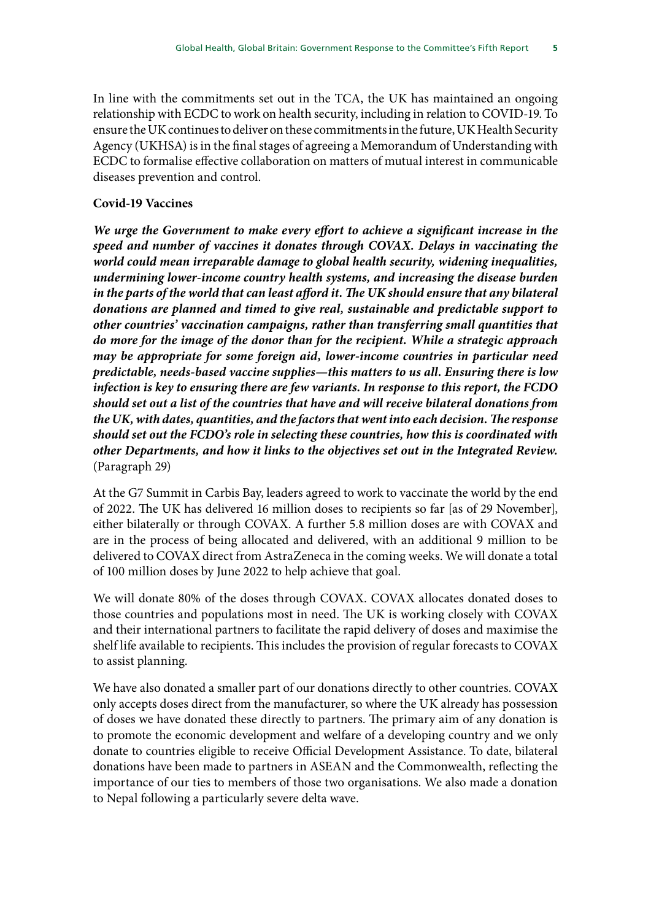In line with the commitments set out in the TCA, the UK has maintained an ongoing relationship with ECDC to work on health security, including in relation to COVID-19. To ensure the UK continues to deliver on these commitments in the future, UK Health Security Agency (UKHSA) is in the final stages of agreeing a Memorandum of Understanding with ECDC to formalise effective collaboration on matters of mutual interest in communicable diseases prevention and control.

**Covid-19 Vaccines**

***We urge the Government to make every effort to achieve a significant increase in the speed and number of vaccines it donates through COVAX. Delays in vaccinating the world could mean irreparable damage to global health security, widening inequalities, undermining lower-income country health systems, and increasing the disease burden in the parts of the world that can least afford it. The UK should ensure that any bilateral donations are planned and timed to give real, sustainable and predictable support to other countries' vaccination campaigns, rather than transferring small quantities that do more for the image of the donor than for the recipient. While a strategic approach may be appropriate for some foreign aid, lower-income countries in particular need predictable, needs-based vaccine supplies—this matters to us all. Ensuring there is low infection is key to ensuring there are few variants. In response to this report, the FCDO should set out a list of the countries that have and will receive bilateral donations from the UK, with dates, quantities, and the factors that went into each decision. The response should set out the FCDO's role in selecting these countries, how this is coordinated with other Departments, and how it links to the objectives set out in the Integrated Review.*** (Paragraph 29)

At the G7 Summit in Carbis Bay, leaders agreed to work to vaccinate the world by the end of 2022. The UK has delivered 16 million doses to recipients so far [as of 29 November], either bilaterally or through COVAX. A further 5.8 million doses are with COVAX and are in the process of being allocated and delivered, with an additional 9 million to be delivered to COVAX direct from AstraZeneca in the coming weeks. We will donate a total of 100 million doses by June 2022 to help achieve that goal.

We will donate 80% of the doses through COVAX. COVAX allocates donated doses to those countries and populations most in need. The UK is working closely with COVAX and their international partners to facilitate the rapid delivery of doses and maximise the shelf life available to recipients. This includes the provision of regular forecasts to COVAX to assist planning.

We have also donated a smaller part of our donations directly to other countries. COVAX only accepts doses direct from the manufacturer, so where the UK already has possession of doses we have donated these directly to partners. The primary aim of any donation is to promote the economic development and welfare of a developing country and we only donate to countries eligible to receive Official Development Assistance. To date, bilateral donations have been made to partners in ASEAN and the Commonwealth, reflecting the importance of our ties to members of those two organisations. We also made a donation to Nepal following a particularly severe delta wave.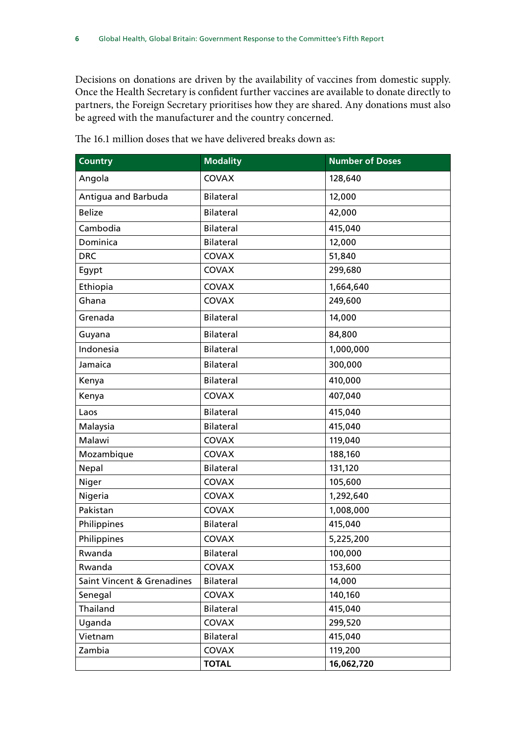Decisions on donations are driven by the availability of vaccines from domestic supply. Once the Health Secretary is confident further vaccines are available to donate directly to partners, the Foreign Secretary prioritises how they are shared. Any donations must also be agreed with the manufacturer and the country concerned.

The 16.1 million doses that we have delivered breaks down as:

| Country | Modality | Number of Doses |
|---|---|---|
| Angola | COVAX | 128,640 |
| Antigua and Barbuda | Bilateral | 12,000 |
| Belize | Bilateral | 42,000 |
| Cambodia | Bilateral | 415,040 |
| Dominica | Bilateral | 12,000 |
| DRC | COVAX | 51,840 |
| Egypt | COVAX | 299,680 |
| Ethiopia | COVAX | 1,664,640 |
| Ghana | COVAX | 249,600 |
| Grenada | Bilateral | 14,000 |
| Guyana | Bilateral | 84,800 |
| Indonesia | Bilateral | 1,000,000 |
| Jamaica | Bilateral | 300,000 |
| Kenya | Bilateral | 410,000 |
| Kenya | COVAX | 407,040 |
| Laos | Bilateral | 415,040 |
| Malaysia | Bilateral | 415,040 |
| Malawi | COVAX | 119,040 |
| Mozambique | COVAX | 188,160 |
| Nepal | Bilateral | 131,120 |
| Niger | COVAX | 105,600 |
| Nigeria | COVAX | 1,292,640 |
| Pakistan | COVAX | 1,008,000 |
| Philippines | Bilateral | 415,040 |
| Philippines | COVAX | 5,225,200 |
| Rwanda | Bilateral | 100,000 |
| Rwanda | COVAX | 153,600 |
| Saint Vincent & Grenadines | Bilateral | 14,000 |
| Senegal | COVAX | 140,160 |
| Thailand | Bilateral | 415,040 |
| Uganda | COVAX | 299,520 |
| Vietnam | Bilateral | 415,040 |
| Zambia | COVAX | 119,200 |
| | **TOTAL** | **16,062,720** |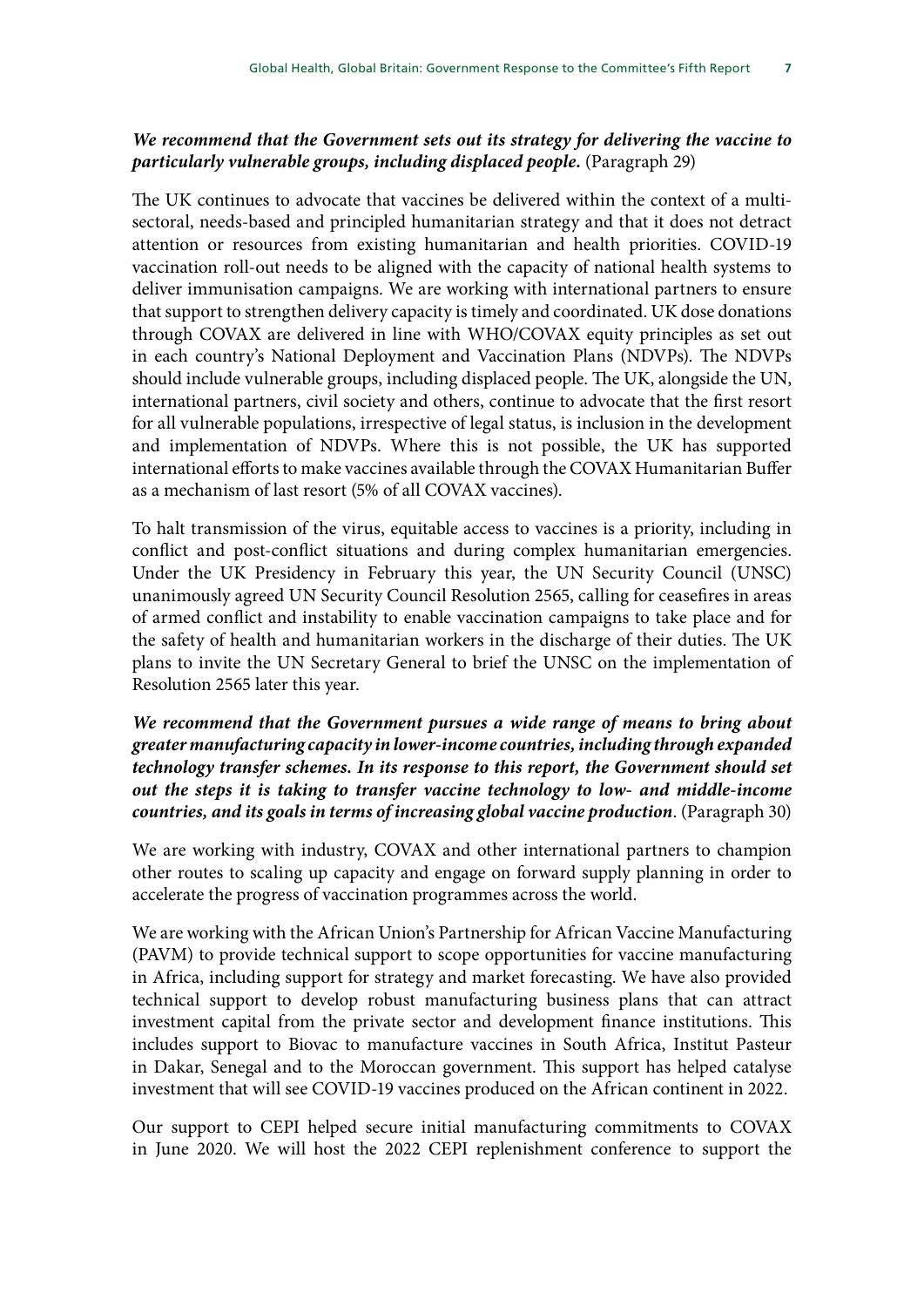***We recommend that the Government sets out its strategy for delivering the vaccine to particularly vulnerable groups, including displaced people.*** (Paragraph 29)

The UK continues to advocate that vaccines be delivered within the context of a multi-sectoral, needs-based and principled humanitarian strategy and that it does not detract attention or resources from existing humanitarian and health priorities. COVID-19 vaccination roll-out needs to be aligned with the capacity of national health systems to deliver immunisation campaigns. We are working with international partners to ensure that support to strengthen delivery capacity is timely and coordinated. UK dose donations through COVAX are delivered in line with WHO/COVAX equity principles as set out in each country's National Deployment and Vaccination Plans (NDVPs). The NDVPs should include vulnerable groups, including displaced people. The UK, alongside the UN, international partners, civil society and others, continue to advocate that the first resort for all vulnerable populations, irrespective of legal status, is inclusion in the development and implementation of NDVPs. Where this is not possible, the UK has supported international efforts to make vaccines available through the COVAX Humanitarian Buffer as a mechanism of last resort (5% of all COVAX vaccines).

To halt transmission of the virus, equitable access to vaccines is a priority, including in conflict and post-conflict situations and during complex humanitarian emergencies. Under the UK Presidency in February this year, the UN Security Council (UNSC) unanimously agreed UN Security Council Resolution 2565, calling for ceasefires in areas of armed conflict and instability to enable vaccination campaigns to take place and for the safety of health and humanitarian workers in the discharge of their duties. The UK plans to invite the UN Secretary General to brief the UNSC on the implementation of Resolution 2565 later this year.

***We recommend that the Government pursues a wide range of means to bring about greater manufacturing capacity in lower-income countries, including through expanded technology transfer schemes. In its response to this report, the Government should set out the steps it is taking to transfer vaccine technology to low- and middle-income countries, and its goals in terms of increasing global vaccine production***. (Paragraph 30)

We are working with industry, COVAX and other international partners to champion other routes to scaling up capacity and engage on forward supply planning in order to accelerate the progress of vaccination programmes across the world.

We are working with the African Union's Partnership for African Vaccine Manufacturing (PAVM) to provide technical support to scope opportunities for vaccine manufacturing in Africa, including support for strategy and market forecasting. We have also provided technical support to develop robust manufacturing business plans that can attract investment capital from the private sector and development finance institutions. This includes support to Biovac to manufacture vaccines in South Africa, Institut Pasteur in Dakar, Senegal and to the Moroccan government. This support has helped catalyse investment that will see COVID-19 vaccines produced on the African continent in 2022.

Our support to CEPI helped secure initial manufacturing commitments to COVAX in June 2020. We will host the 2022 CEPI replenishment conference to support the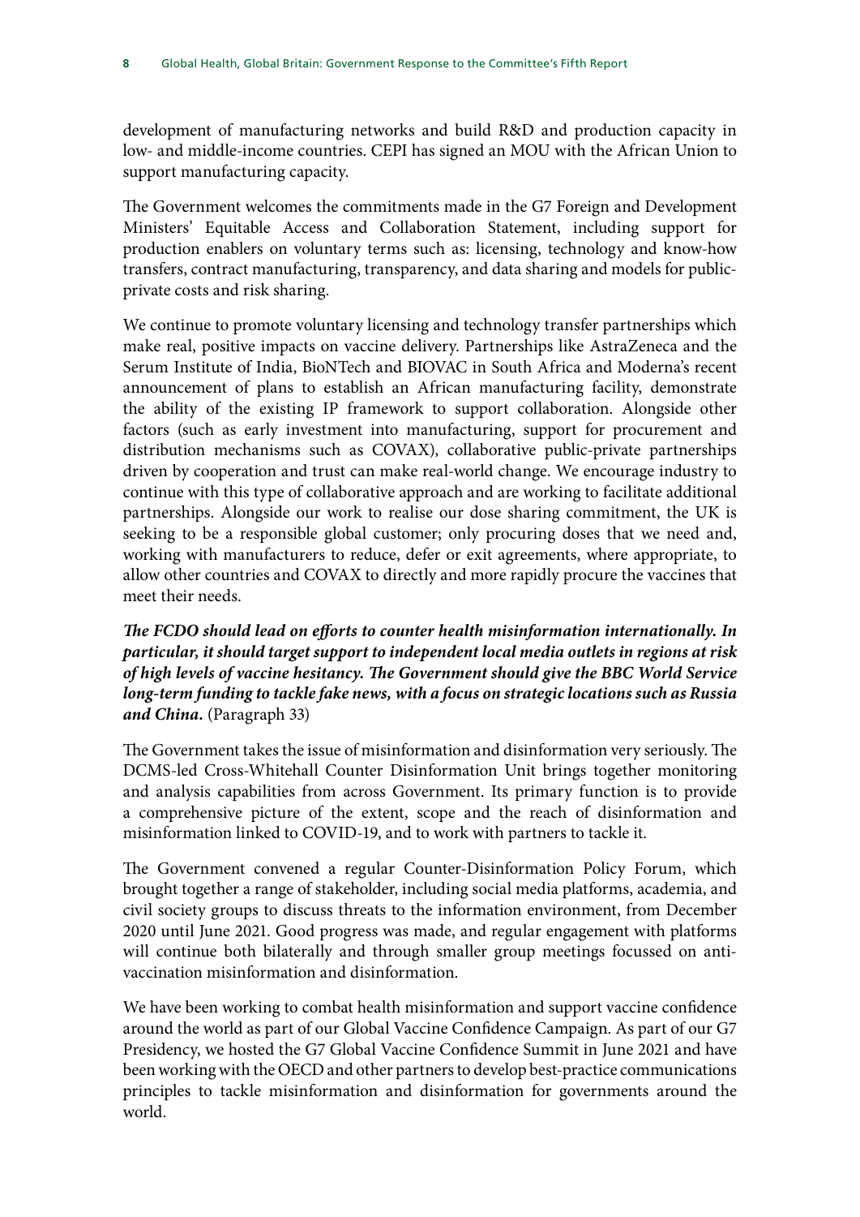development of manufacturing networks and build R&D and production capacity in low- and middle-income countries. CEPI has signed an MOU with the African Union to support manufacturing capacity.

The Government welcomes the commitments made in the G7 Foreign and Development Ministers' Equitable Access and Collaboration Statement, including support for production enablers on voluntary terms such as: licensing, technology and know-how transfers, contract manufacturing, transparency, and data sharing and models for public-private costs and risk sharing.

We continue to promote voluntary licensing and technology transfer partnerships which make real, positive impacts on vaccine delivery. Partnerships like AstraZeneca and the Serum Institute of India, BioNTech and BIOVAC in South Africa and Moderna's recent announcement of plans to establish an African manufacturing facility, demonstrate the ability of the existing IP framework to support collaboration. Alongside other factors (such as early investment into manufacturing, support for procurement and distribution mechanisms such as COVAX), collaborative public-private partnerships driven by cooperation and trust can make real-world change. We encourage industry to continue with this type of collaborative approach and are working to facilitate additional partnerships. Alongside our work to realise our dose sharing commitment, the UK is seeking to be a responsible global customer; only procuring doses that we need and, working with manufacturers to reduce, defer or exit agreements, where appropriate, to allow other countries and COVAX to directly and more rapidly procure the vaccines that meet their needs.

***The FCDO should lead on efforts to counter health misinformation internationally. In particular, it should target support to independent local media outlets in regions at risk of high levels of vaccine hesitancy. The Government should give the BBC World Service long-term funding to tackle fake news, with a focus on strategic locations such as Russia and China.*** (Paragraph 33)

The Government takes the issue of misinformation and disinformation very seriously. The DCMS-led Cross-Whitehall Counter Disinformation Unit brings together monitoring and analysis capabilities from across Government. Its primary function is to provide a comprehensive picture of the extent, scope and the reach of disinformation and misinformation linked to COVID-19, and to work with partners to tackle it.

The Government convened a regular Counter-Disinformation Policy Forum, which brought together a range of stakeholder, including social media platforms, academia, and civil society groups to discuss threats to the information environment, from December 2020 until June 2021. Good progress was made, and regular engagement with platforms will continue both bilaterally and through smaller group meetings focussed on anti-vaccination misinformation and disinformation.

We have been working to combat health misinformation and support vaccine confidence around the world as part of our Global Vaccine Confidence Campaign. As part of our G7 Presidency, we hosted the G7 Global Vaccine Confidence Summit in June 2021 and have been working with the OECD and other partners to develop best-practice communications principles to tackle misinformation and disinformation for governments around the world.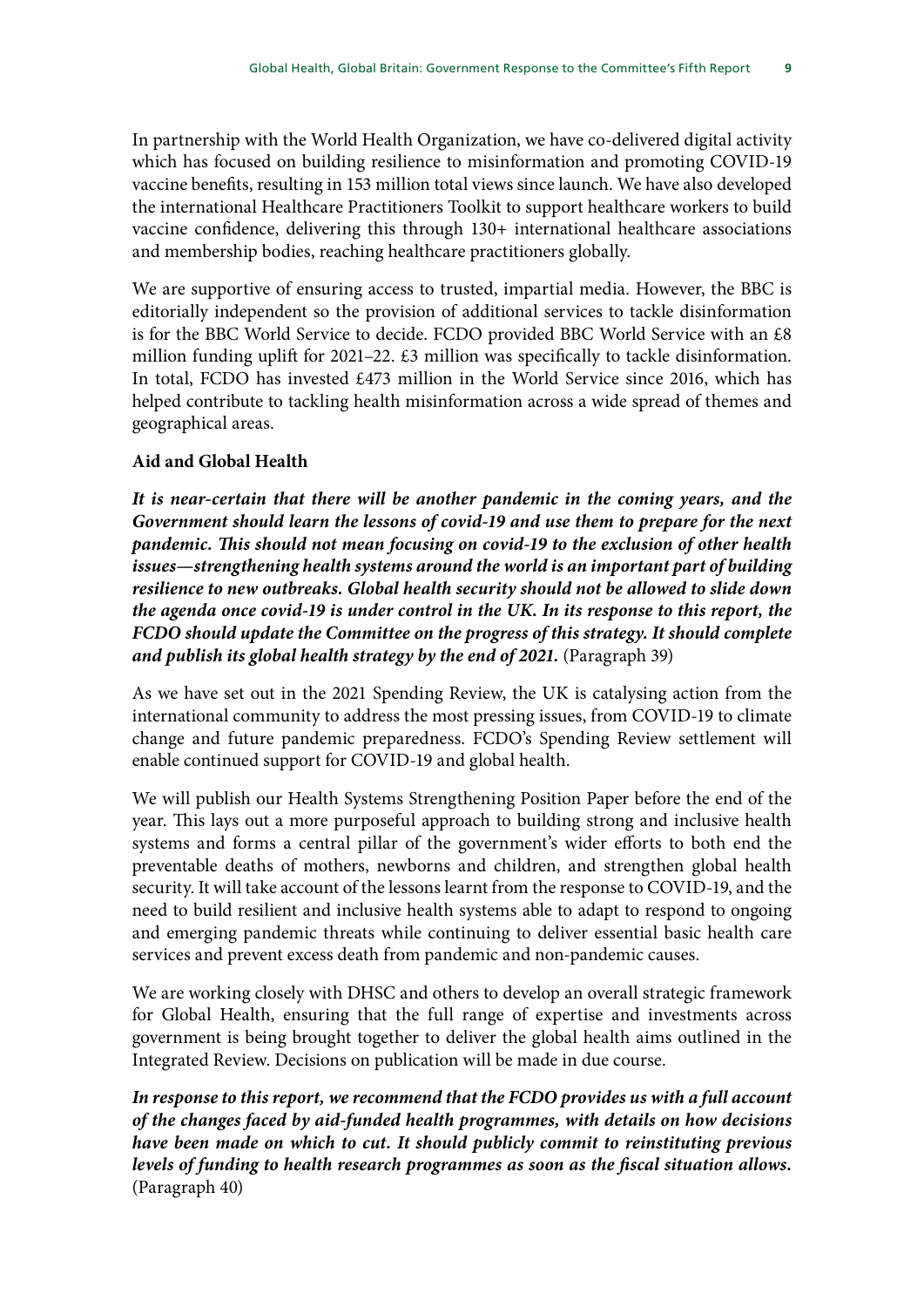In partnership with the World Health Organization, we have co-delivered digital activity which has focused on building resilience to misinformation and promoting COVID-19 vaccine benefits, resulting in 153 million total views since launch. We have also developed the international Healthcare Practitioners Toolkit to support healthcare workers to build vaccine confidence, delivering this through 130+ international healthcare associations and membership bodies, reaching healthcare practitioners globally.

We are supportive of ensuring access to trusted, impartial media. However, the BBC is editorially independent so the provision of additional services to tackle disinformation is for the BBC World Service to decide. FCDO provided BBC World Service with an £8 million funding uplift for 2021–22. £3 million was specifically to tackle disinformation. In total, FCDO has invested £473 million in the World Service since 2016, which has helped contribute to tackling health misinformation across a wide spread of themes and geographical areas.

**Aid and Global Health**

***It is near-certain that there will be another pandemic in the coming years, and the Government should learn the lessons of covid-19 and use them to prepare for the next pandemic. This should not mean focusing on covid-19 to the exclusion of other health issues—strengthening health systems around the world is an important part of building resilience to new outbreaks. Global health security should not be allowed to slide down the agenda once covid-19 is under control in the UK. In its response to this report, the FCDO should update the Committee on the progress of this strategy. It should complete and publish its global health strategy by the end of 2021.*** (Paragraph 39)

As we have set out in the 2021 Spending Review, the UK is catalysing action from the international community to address the most pressing issues, from COVID-19 to climate change and future pandemic preparedness. FCDO's Spending Review settlement will enable continued support for COVID-19 and global health.

We will publish our Health Systems Strengthening Position Paper before the end of the year. This lays out a more purposeful approach to building strong and inclusive health systems and forms a central pillar of the government's wider efforts to both end the preventable deaths of mothers, newborns and children, and strengthen global health security. It will take account of the lessons learnt from the response to COVID-19, and the need to build resilient and inclusive health systems able to adapt to respond to ongoing and emerging pandemic threats while continuing to deliver essential basic health care services and prevent excess death from pandemic and non-pandemic causes.

We are working closely with DHSC and others to develop an overall strategic framework for Global Health, ensuring that the full range of expertise and investments across government is being brought together to deliver the global health aims outlined in the Integrated Review. Decisions on publication will be made in due course.

***In response to this report, we recommend that the FCDO provides us with a full account of the changes faced by aid-funded health programmes, with details on how decisions have been made on which to cut. It should publicly commit to reinstituting previous levels of funding to health research programmes as soon as the fiscal situation allows.*** (Paragraph 40)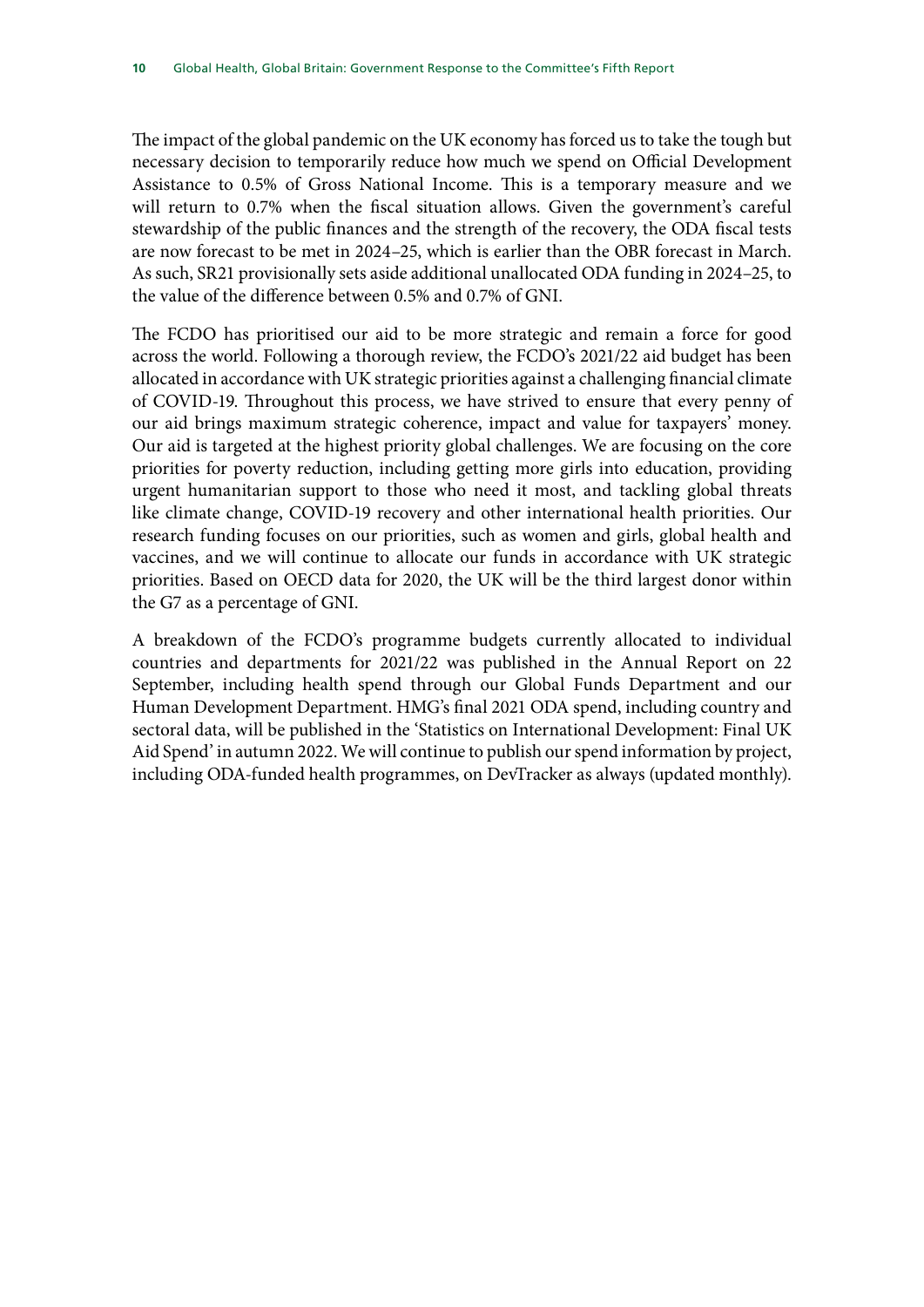The impact of the global pandemic on the UK economy has forced us to take the tough but necessary decision to temporarily reduce how much we spend on Official Development Assistance to 0.5% of Gross National Income. This is a temporary measure and we will return to 0.7% when the fiscal situation allows. Given the government's careful stewardship of the public finances and the strength of the recovery, the ODA fiscal tests are now forecast to be met in 2024–25, which is earlier than the OBR forecast in March. As such, SR21 provisionally sets aside additional unallocated ODA funding in 2024–25, to the value of the difference between 0.5% and 0.7% of GNI.

The FCDO has prioritised our aid to be more strategic and remain a force for good across the world. Following a thorough review, the FCDO's 2021/22 aid budget has been allocated in accordance with UK strategic priorities against a challenging financial climate of COVID-19. Throughout this process, we have strived to ensure that every penny of our aid brings maximum strategic coherence, impact and value for taxpayers' money. Our aid is targeted at the highest priority global challenges. We are focusing on the core priorities for poverty reduction, including getting more girls into education, providing urgent humanitarian support to those who need it most, and tackling global threats like climate change, COVID-19 recovery and other international health priorities. Our research funding focuses on our priorities, such as women and girls, global health and vaccines, and we will continue to allocate our funds in accordance with UK strategic priorities. Based on OECD data for 2020, the UK will be the third largest donor within the G7 as a percentage of GNI.

A breakdown of the FCDO's programme budgets currently allocated to individual countries and departments for 2021/22 was published in the Annual Report on 22 September, including health spend through our Global Funds Department and our Human Development Department. HMG's final 2021 ODA spend, including country and sectoral data, will be published in the 'Statistics on International Development: Final UK Aid Spend' in autumn 2022. We will continue to publish our spend information by project, including ODA-funded health programmes, on DevTracker as always (updated monthly).